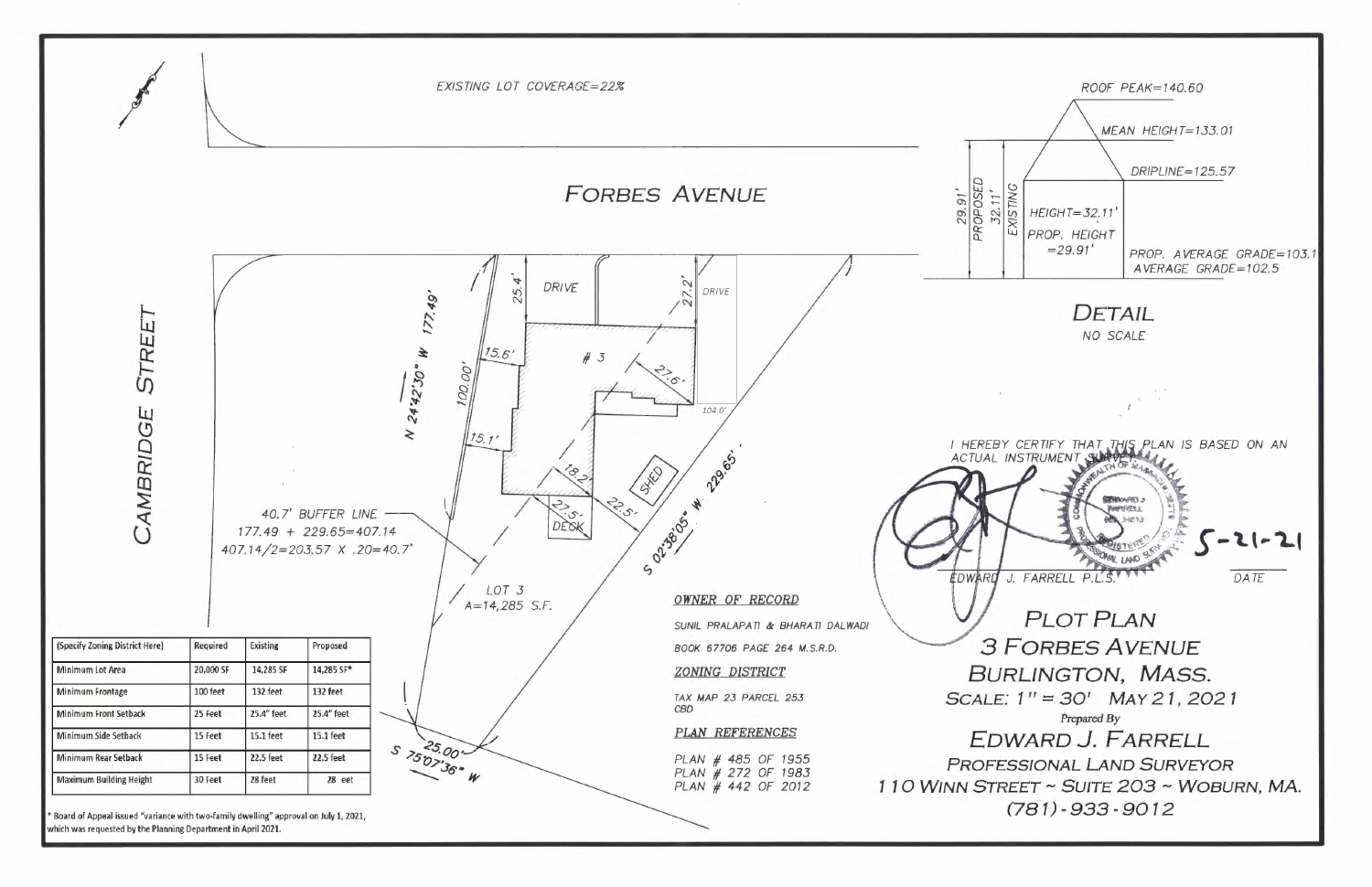# PLOT PLAN
## 3 FORBES AVENUE
## BURLINGTON, MASS.

SCALE: 1" = 30' MAY 21, 2021

Prepared By

EDWARD J. FARRELL
PROFESSIONAL LAND SURVEYOR
110 WINN STREET ~ SUITE 203 ~ WOBURN, MA.
(781)-933-9012

EXISTING LOT COVERAGE=22%

FORBES AVENUE

CAMBRIDGE STREET

N 24°42'30" W 177.49'

S 02°38'05" W 229.65'

S 75°07'36" W 25.00'

100.00'

25.4' DRIVE 27.2' DRIVE

15.6'

# 3

27.6'

104.0'

15.1'

18.2'

SHED

22.5'

27.5' DECK

40.7' BUFFER LINE
177.49 + 229.65=407.14
407.14/2=203.57 X .20=40.7'

LOT 3
A=14,285 S.F.

### DETAIL
NO SCALE

ROOF PEAK=140.60
MEAN HEIGHT=133.01
DRIPLINE=125.57
HEIGHT=32.11'
PROP. HEIGHT =29.91'
29.91' PROPOSED
32.11' EXISTING
PROP. AVERAGE GRADE=103.1
AVERAGE GRADE=102.5

I HEREBY CERTIFY THAT THIS PLAN IS BASED ON AN ACTUAL INSTRUMENT SURVEY.

EDWARD J. FARRELL P.L.S. 5-21-21 DATE

**OWNER OF RECORD**

SUNIL PRALAPATI & BHARATI DALWADI

BOOK 67706 PAGE 264 M.S.R.D.

**ZONING DISTRICT**

TAX MAP 23 PARCEL 253
CBD

**PLAN REFERENCES**

PLAN # 485 OF 1955
PLAN # 272 OF 1983
PLAN # 442 OF 2012

| (Specify Zoning District Here) | Required | Existing | Proposed |
|---|---|---|---|
| Minimum Lot Area | 20,000 SF | 14,285 SF | 14,285 SF* |
| Minimum Frontage | 100 feet | 132 feet | 132 feet |
| Minimum Front Setback | 25 Feet | 25.4" feet | 25.4" feet |
| Minimum Side Setback | 15 Feet | 15.1 feet | 15.1 feet |
| Minimum Rear Setback | 15 Feet | 22.5 feet | 22.5 feet |
| Maximum Building Height | 30 Feet | 28 feet | 28 eet |

* Board of Appeal issued "variance with two-family dwelling" approval on July 1, 2021, which was requested by the Planning Department in April 2021.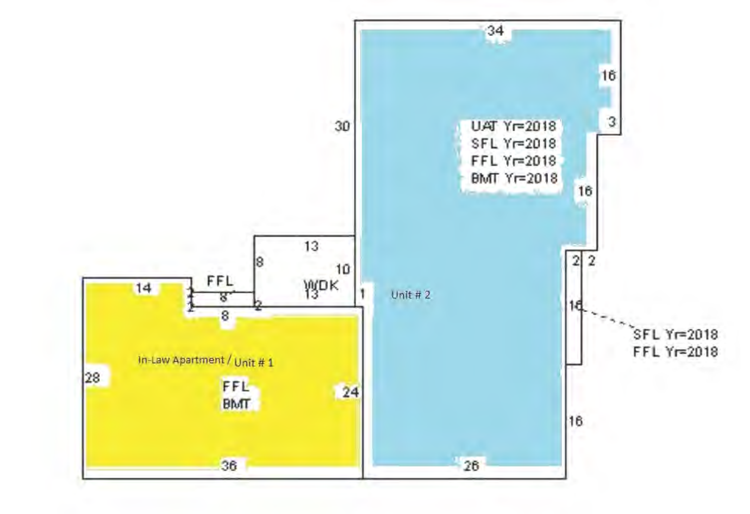34

16

30

UAT Yr=2018
SFL Yr=2018
FFL Yr=2018
BMT Yr=2018

3

16

13

8

10

WDK

13

2 2

14

FFL

8

2

8

1

Unit # 2

16

SFL Yr=2018
FFL Yr=2018

28

In-Law Apartment / Unit # 1

FFL
BMT

24

16

36

26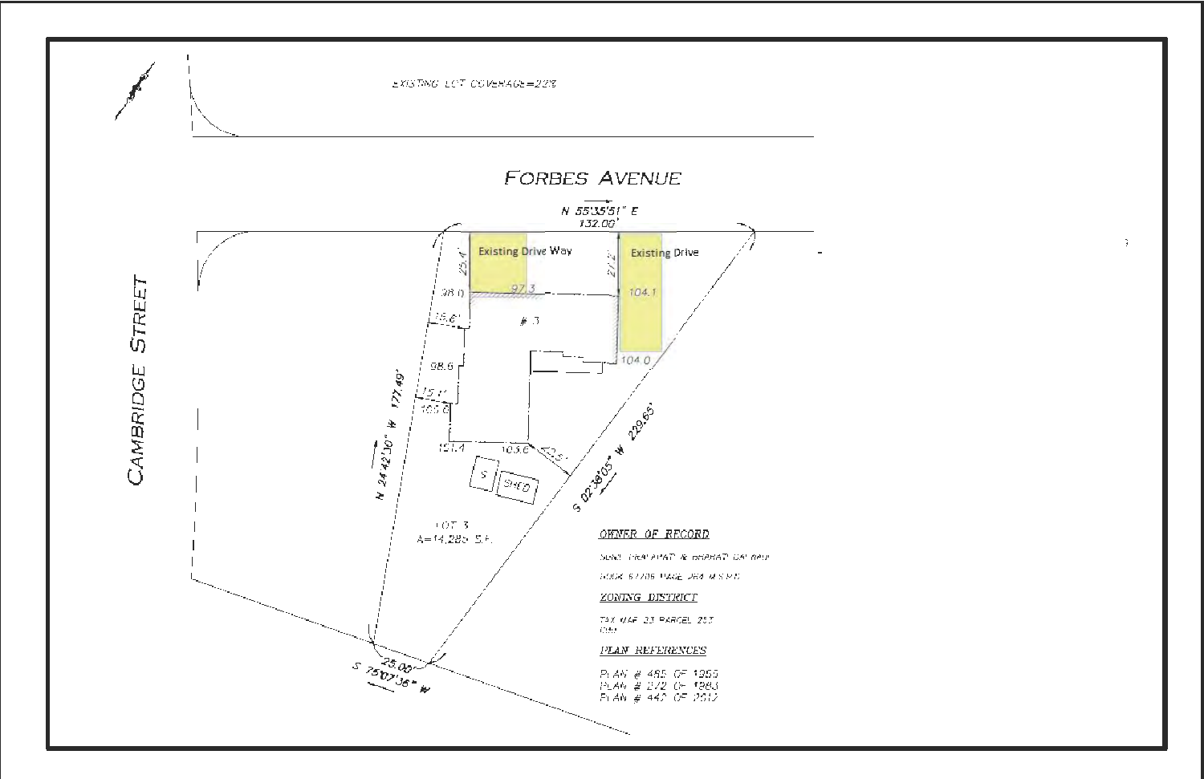EXISTING LOT COVERAGE=22%

FORBES AVENUE

N 55°35'51" E
132.00'

Existing Drive Way

Existing Drive

25.4

27.2

98.0

97.3

104.1

15.6'

# 3

98.6

104.0

15.1'

100.6

101.4

103.6

22.5'

S

SHED

N 24°42'30" W 177.49'

S 02°38'05" W 229.65'

CAMBRIDGE STREET

LOT 3
A=14,285 S.F.

OWNER OF RECORD

SUNIL PRAJAPATI & BHARATI DALWADI

BOOK 67706 PAGE 264 M.S.R.D.

ZONING DISTRICT

TAX MAP 23 PARCEL 257
C-1A

PLAN REFERENCES

PLAN # 485 OF 1955
PLAN # 272 OF 1983
PLAN # 442 OF 2012

25.00'
S 75°07'36" W